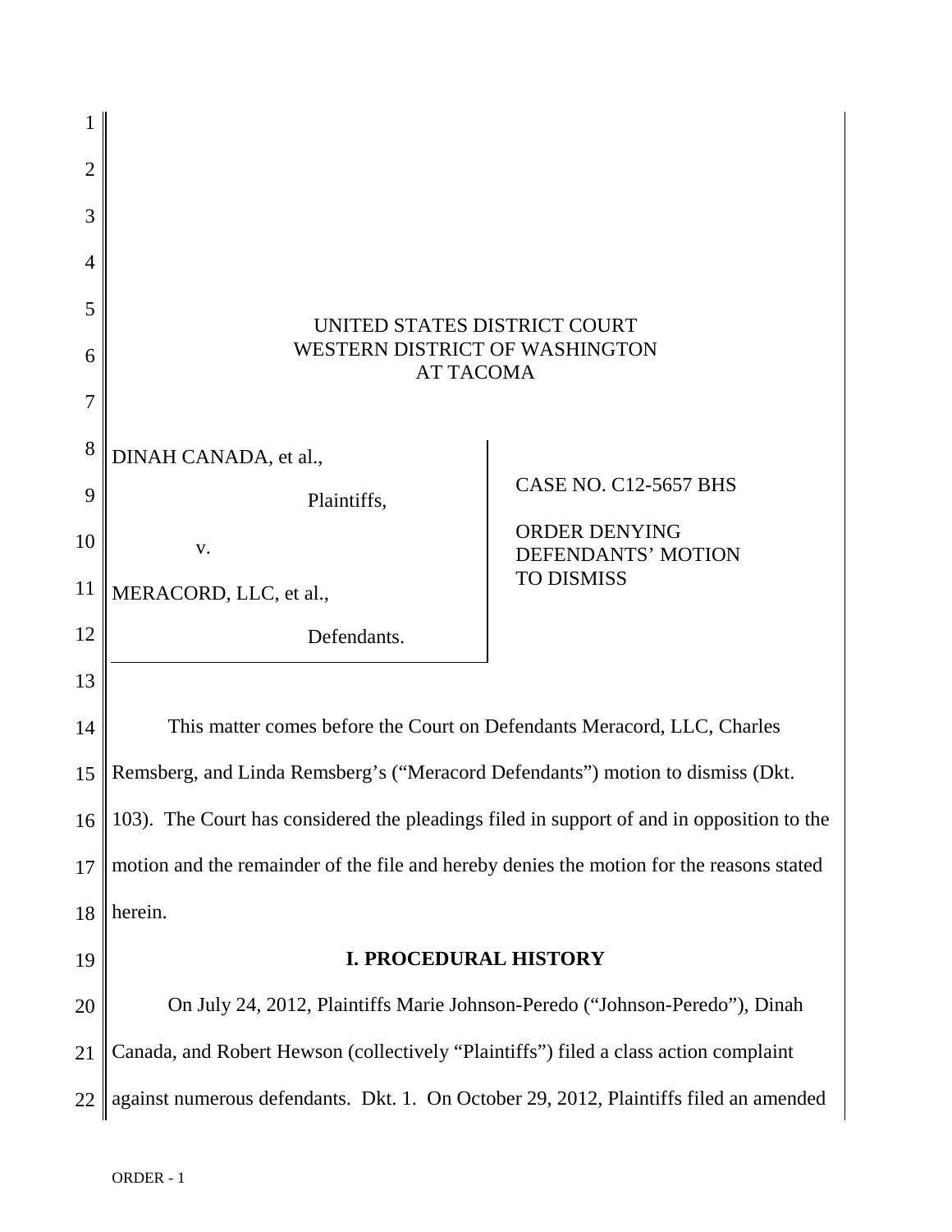UNITED STATES DISTRICT COURT
WESTERN DISTRICT OF WASHINGTON
AT TACOMA

DINAH CANADA, et al.,

Plaintiffs,

v.

MERACORD, LLC, et al.,

Defendants.

CASE NO. C12-5657 BHS

ORDER DENYING DEFENDANTS' MOTION TO DISMISS

This matter comes before the Court on Defendants Meracord, LLC, Charles Remsberg, and Linda Remsberg's ("Meracord Defendants") motion to dismiss (Dkt. 103). The Court has considered the pleadings filed in support of and in opposition to the motion and the remainder of the file and hereby denies the motion for the reasons stated herein.

## I. PROCEDURAL HISTORY

On July 24, 2012, Plaintiffs Marie Johnson-Peredo ("Johnson-Peredo"), Dinah Canada, and Robert Hewson (collectively "Plaintiffs") filed a class action complaint against numerous defendants. Dkt. 1. On October 29, 2012, Plaintiffs filed an amended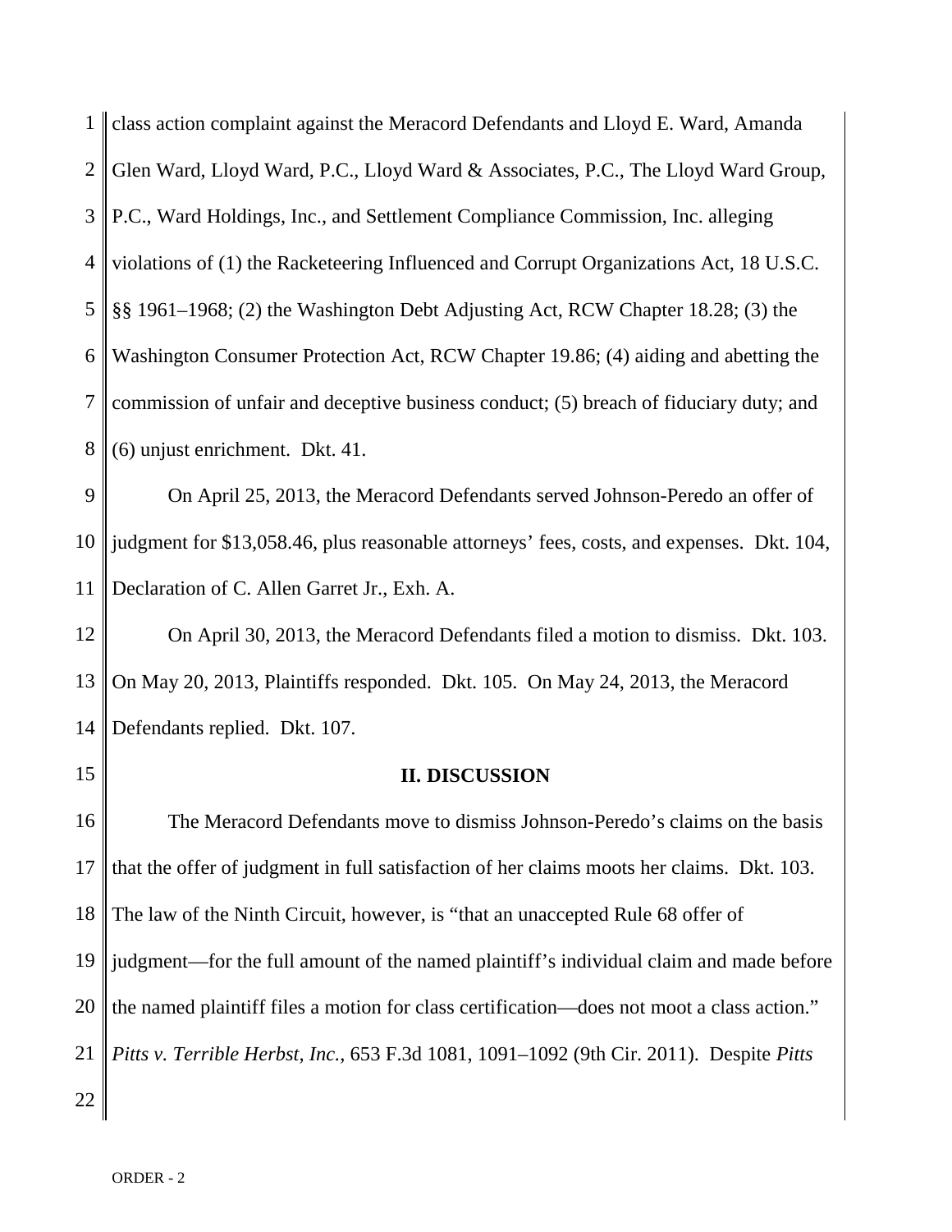class action complaint against the Meracord Defendants and Lloyd E. Ward, Amanda Glen Ward, Lloyd Ward, P.C., Lloyd Ward & Associates, P.C., The Lloyd Ward Group, P.C., Ward Holdings, Inc., and Settlement Compliance Commission, Inc. alleging violations of (1) the Racketeering Influenced and Corrupt Organizations Act, 18 U.S.C. §§ 1961–1968; (2) the Washington Debt Adjusting Act, RCW Chapter 18.28; (3) the Washington Consumer Protection Act, RCW Chapter 19.86; (4) aiding and abetting the commission of unfair and deceptive business conduct; (5) breach of fiduciary duty; and (6) unjust enrichment. Dkt. 41.

On April 25, 2013, the Meracord Defendants served Johnson-Peredo an offer of judgment for $13,058.46, plus reasonable attorneys' fees, costs, and expenses. Dkt. 104, Declaration of C. Allen Garret Jr., Exh. A.

On April 30, 2013, the Meracord Defendants filed a motion to dismiss. Dkt. 103. On May 20, 2013, Plaintiffs responded. Dkt. 105. On May 24, 2013, the Meracord Defendants replied. Dkt. 107.

## II. DISCUSSION

The Meracord Defendants move to dismiss Johnson-Peredo's claims on the basis that the offer of judgment in full satisfaction of her claims moots her claims. Dkt. 103. The law of the Ninth Circuit, however, is "that an unaccepted Rule 68 offer of judgment—for the full amount of the named plaintiff's individual claim and made before the named plaintiff files a motion for class certification—does not moot a class action." *Pitts v. Terrible Herbst, Inc.*, 653 F.3d 1081, 1091–1092 (9th Cir. 2011). Despite *Pitts*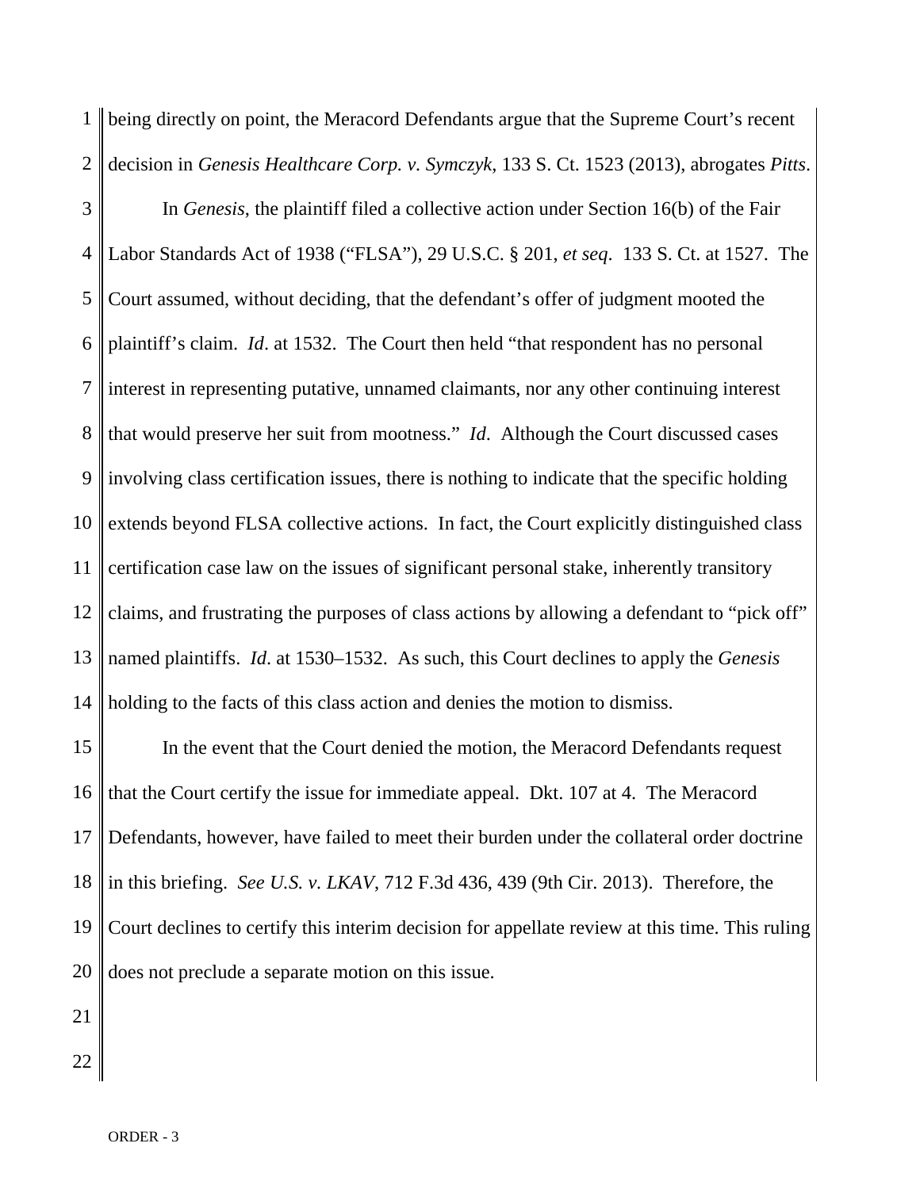being directly on point, the Meracord Defendants argue that the Supreme Court's recent decision in *Genesis Healthcare Corp. v. Symczyk*, 133 S. Ct. 1523 (2013), abrogates *Pitts*.

In *Genesis*, the plaintiff filed a collective action under Section 16(b) of the Fair Labor Standards Act of 1938 ("FLSA"), 29 U.S.C. § 201, *et seq*. 133 S. Ct. at 1527. The Court assumed, without deciding, that the defendant's offer of judgment mooted the plaintiff's claim. *Id*. at 1532. The Court then held "that respondent has no personal interest in representing putative, unnamed claimants, nor any other continuing interest that would preserve her suit from mootness." *Id*. Although the Court discussed cases involving class certification issues, there is nothing to indicate that the specific holding extends beyond FLSA collective actions. In fact, the Court explicitly distinguished class certification case law on the issues of significant personal stake, inherently transitory claims, and frustrating the purposes of class actions by allowing a defendant to "pick off" named plaintiffs. *Id*. at 1530–1532. As such, this Court declines to apply the *Genesis* holding to the facts of this class action and denies the motion to dismiss.

In the event that the Court denied the motion, the Meracord Defendants request that the Court certify the issue for immediate appeal. Dkt. 107 at 4. The Meracord Defendants, however, have failed to meet their burden under the collateral order doctrine in this briefing. *See U.S. v. LKAV*, 712 F.3d 436, 439 (9th Cir. 2013). Therefore, the Court declines to certify this interim decision for appellate review at this time. This ruling does not preclude a separate motion on this issue.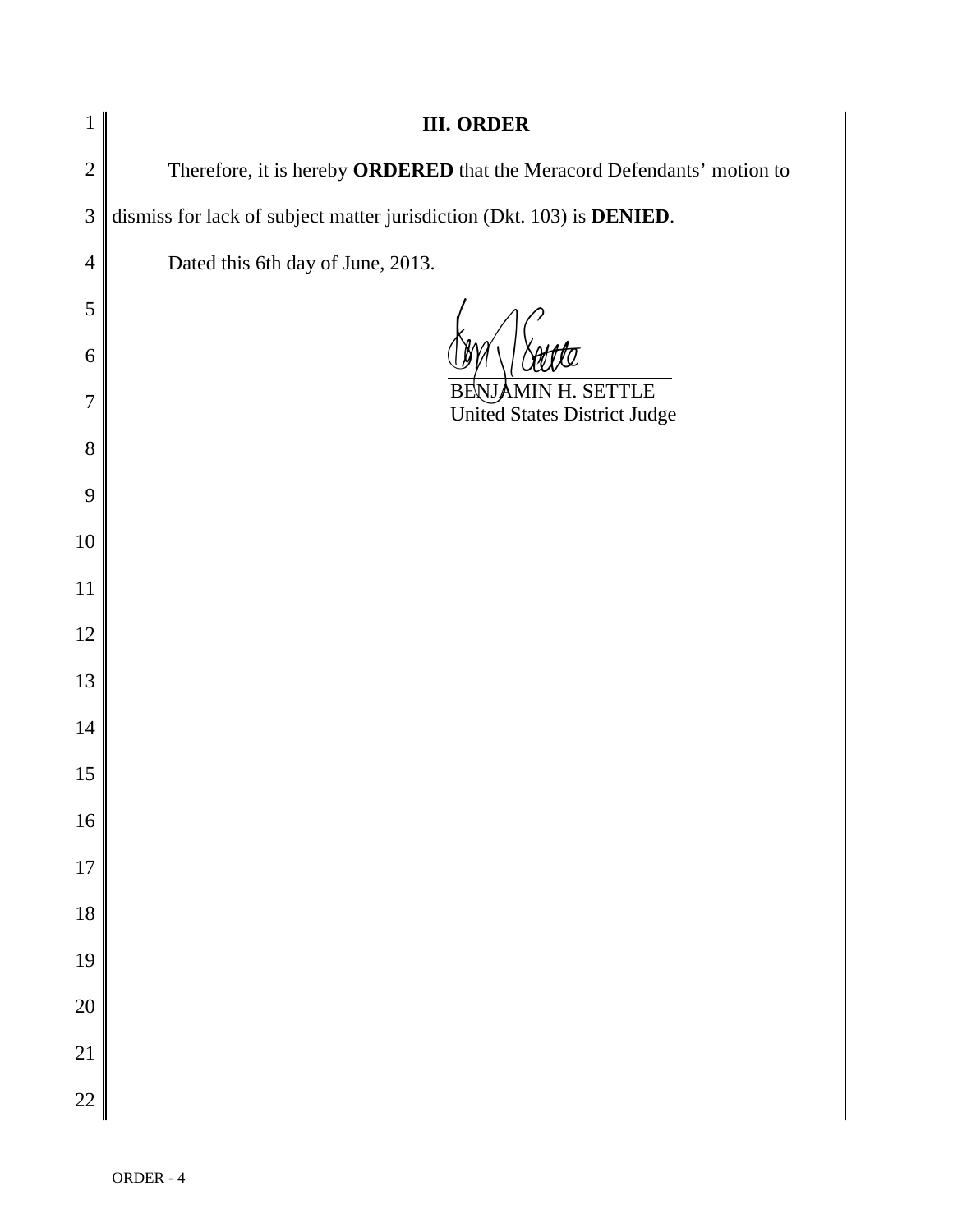## III. ORDER

Therefore, it is hereby **ORDERED** that the Meracord Defendants' motion to dismiss for lack of subject matter jurisdiction (Dkt. 103) is **DENIED**.

Dated this 6th day of June, 2013.

BENJAMIN H. SETTLE
United States District Judge